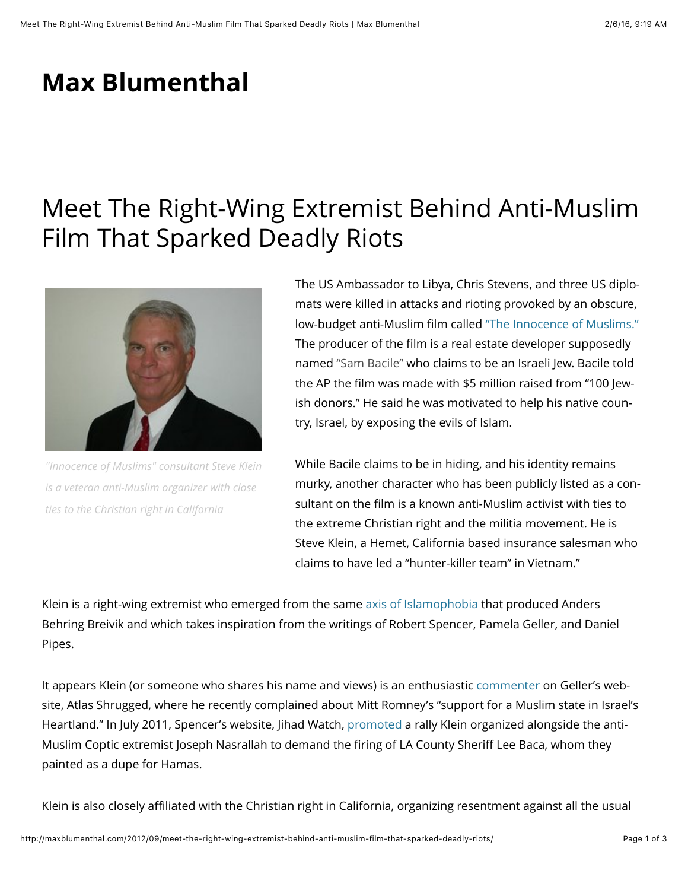# Max Blumenthal

## Meet The Right-Wing Extremist Behind Anti-Muslim Film That Sparked Deadly Riots

*"Innocence of Muslims" consultant Steve Klein is a veteran anti-Muslim organizer with close ties to the Christian right in California*

The US Ambassador to Libya, Chris Stevens, and three US diplomats were killed in attacks and rioting provoked by an obscure, low-budget anti-Muslim film called "The Innocence of Muslims." The producer of the film is a real estate developer supposedly named "Sam Bacile" who claims to be an Israeli Jew. Bacile told the AP the film was made with $5 million raised from "100 Jewish donors." He said he was motivated to help his native country, Israel, by exposing the evils of Islam.

While Bacile claims to be in hiding, and his identity remains murky, another character who has been publicly listed as a consultant on the film is a known anti-Muslim activist with ties to the extreme Christian right and the militia movement. He is Steve Klein, a Hemet, California based insurance salesman who claims to have led a "hunter-killer team" in Vietnam."

Klein is a right-wing extremist who emerged from the same axis of Islamophobia that produced Anders Behring Breivik and which takes inspiration from the writings of Robert Spencer, Pamela Geller, and Daniel Pipes.

It appears Klein (or someone who shares his name and views) is an enthusiastic commenter on Geller's website, Atlas Shrugged, where he recently complained about Mitt Romney's "support for a Muslim state in Israel's Heartland." In July 2011, Spencer's website, Jihad Watch, promoted a rally Klein organized alongside the anti-Muslim Coptic extremist Joseph Nasrallah to demand the firing of LA County Sheriff Lee Baca, whom they painted as a dupe for Hamas.

Klein is also closely affiliated with the Christian right in California, organizing resentment against all the usual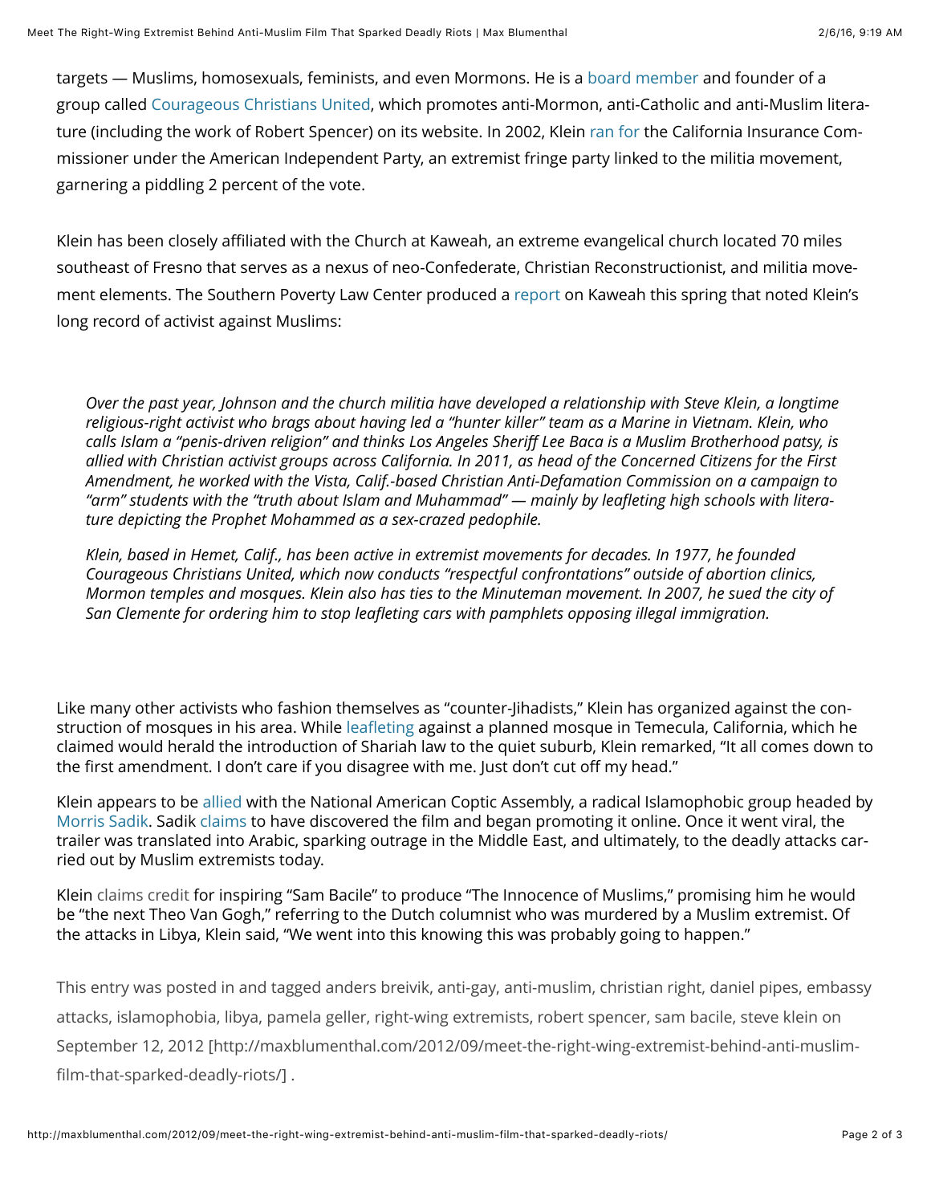targets — Muslims, homosexuals, feminists, and even Mormons. He is a board member and founder of a group called Courageous Christians United, which promotes anti-Mormon, anti-Catholic and anti-Muslim literature (including the work of Robert Spencer) on its website. In 2002, Klein ran for the California Insurance Commissioner under the American Independent Party, an extremist fringe party linked to the militia movement, garnering a piddling 2 percent of the vote.

Klein has been closely affiliated with the Church at Kaweah, an extreme evangelical church located 70 miles southeast of Fresno that serves as a nexus of neo-Confederate, Christian Reconstructionist, and militia movement elements. The Southern Poverty Law Center produced a report on Kaweah this spring that noted Klein's long record of activist against Muslims:

> *Over the past year, Johnson and the church militia have developed a relationship with Steve Klein, a longtime religious-right activist who brags about having led a "hunter killer" team as a Marine in Vietnam. Klein, who calls Islam a "penis-driven religion" and thinks Los Angeles Sheriff Lee Baca is a Muslim Brotherhood patsy, is allied with Christian activist groups across California. In 2011, as head of the Concerned Citizens for the First Amendment, he worked with the Vista, Calif.-based Christian Anti-Defamation Commission on a campaign to "arm" students with the "truth about Islam and Muhammad" — mainly by leafleting high schools with literature depicting the Prophet Mohammed as a sex-crazed pedophile.*
>
> *Klein, based in Hemet, Calif., has been active in extremist movements for decades. In 1977, he founded Courageous Christians United, which now conducts "respectful confrontations" outside of abortion clinics, Mormon temples and mosques. Klein also has ties to the Minuteman movement. In 2007, he sued the city of San Clemente for ordering him to stop leafleting cars with pamphlets opposing illegal immigration.*

Like many other activists who fashion themselves as "counter-Jihadists," Klein has organized against the construction of mosques in his area. While leafleting against a planned mosque in Temecula, California, which he claimed would herald the introduction of Shariah law to the quiet suburb, Klein remarked, "It all comes down to the first amendment. I don't care if you disagree with me. Just don't cut off my head."

Klein appears to be allied with the National American Coptic Assembly, a radical Islamophobic group headed by Morris Sadik. Sadik claims to have discovered the film and began promoting it online. Once it went viral, the trailer was translated into Arabic, sparking outrage in the Middle East, and ultimately, to the deadly attacks carried out by Muslim extremists today.

Klein claims credit for inspiring "Sam Bacile" to produce "The Innocence of Muslims," promising him he would be "the next Theo Van Gogh," referring to the Dutch columnist who was murdered by a Muslim extremist. Of the attacks in Libya, Klein said, "We went into this knowing this was probably going to happen."

This entry was posted in and tagged anders breivik, anti-gay, anti-muslim, christian right, daniel pipes, embassy attacks, islamophobia, libya, pamela geller, right-wing extremists, robert spencer, sam bacile, steve klein on September 12, 2012 [http://maxblumenthal.com/2012/09/meet-the-right-wing-extremist-behind-anti-muslim-film-that-sparked-deadly-riots/] .